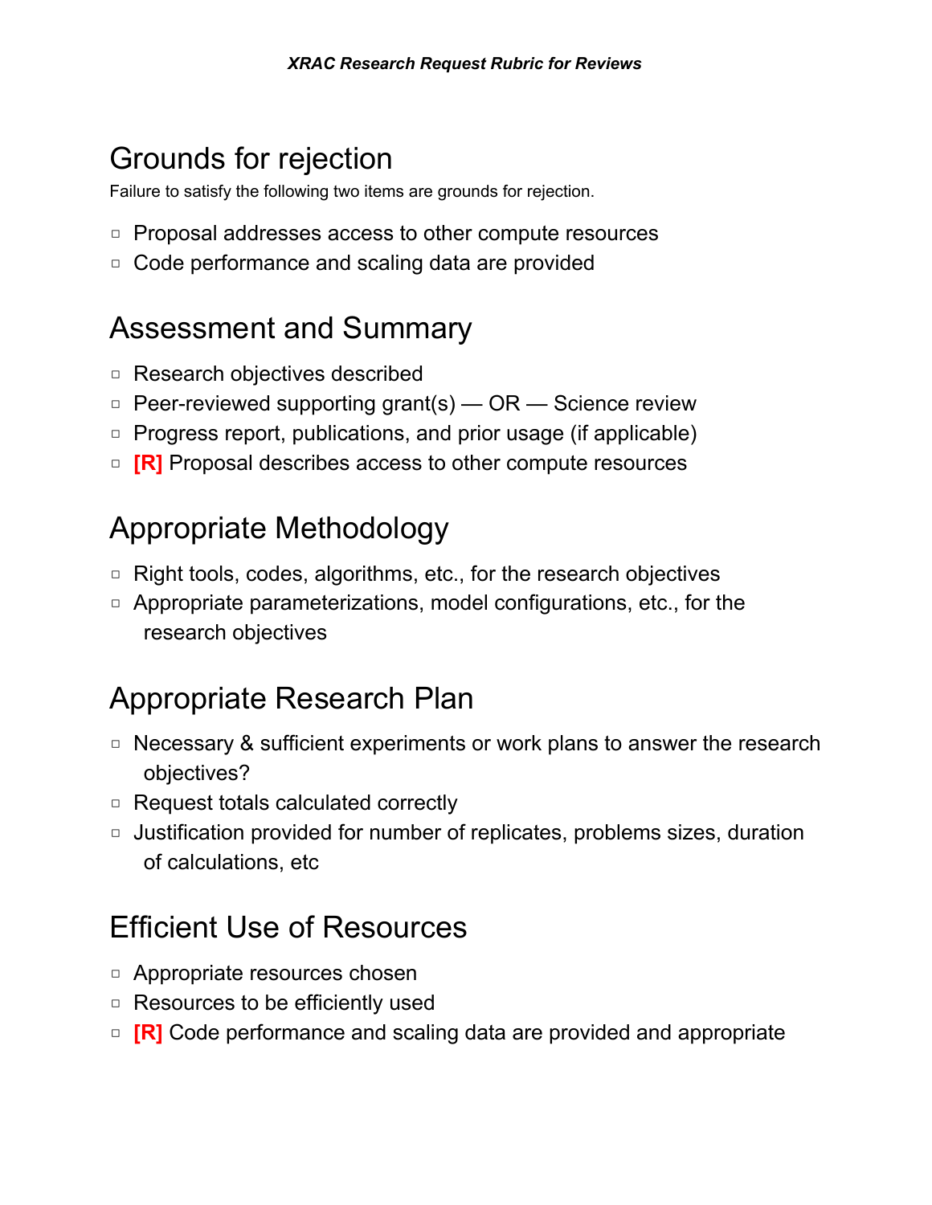*XRAC Research Request Rubric for Reviews*

# Grounds for rejection

Failure to satisfy the following two items are grounds for rejection.

- ▫ Proposal addresses access to other compute resources
- ▫ Code performance and scaling data are provided

# Assessment and Summary

- ▫ Research objectives described
- ▫ Peer-reviewed supporting grant(s) — OR — Science review
- ▫ Progress report, publications, and prior usage (if applicable)
- ▫ **[R]** Proposal describes access to other compute resources

# Appropriate Methodology

- ▫ Right tools, codes, algorithms, etc., for the research objectives
- ▫ Appropriate parameterizations, model configurations, etc., for the research objectives

# Appropriate Research Plan

- ▫ Necessary & sufficient experiments or work plans to answer the research objectives?
- ▫ Request totals calculated correctly
- ▫ Justification provided for number of replicates, problems sizes, duration of calculations, etc

# Efficient Use of Resources

- ▫ Appropriate resources chosen
- ▫ Resources to be efficiently used
- ▫ **[R]** Code performance and scaling data are provided and appropriate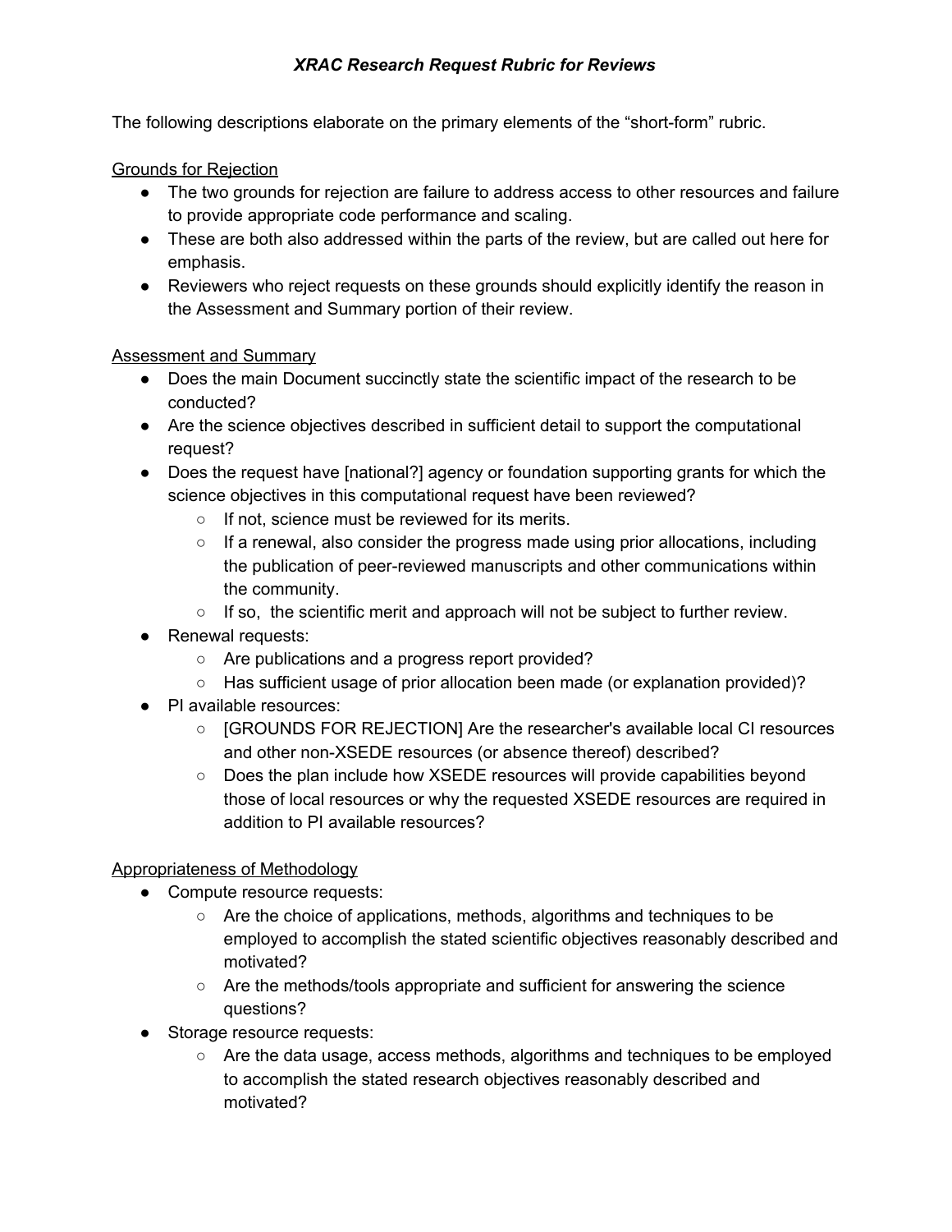# *XRAC Research Request Rubric for Reviews*

The following descriptions elaborate on the primary elements of the "short-form" rubric.

<u>Grounds for Rejection</u>

- The two grounds for rejection are failure to address access to other resources and failure to provide appropriate code performance and scaling.
- These are both also addressed within the parts of the review, but are called out here for emphasis.
- Reviewers who reject requests on these grounds should explicitly identify the reason in the Assessment and Summary portion of their review.

<u>Assessment and Summary</u>

- Does the main Document succinctly state the scientific impact of the research to be conducted?
- Are the science objectives described in sufficient detail to support the computational request?
- Does the request have [national?] agency or foundation supporting grants for which the science objectives in this computational request have been reviewed?
  - If not, science must be reviewed for its merits.
  - If a renewal, also consider the progress made using prior allocations, including the publication of peer-reviewed manuscripts and other communications within the community.
  - If so, the scientific merit and approach will not be subject to further review.
- Renewal requests:
  - Are publications and a progress report provided?
  - Has sufficient usage of prior allocation been made (or explanation provided)?
- PI available resources:
  - [GROUNDS FOR REJECTION] Are the researcher's available local CI resources and other non-XSEDE resources (or absence thereof) described?
  - Does the plan include how XSEDE resources will provide capabilities beyond those of local resources or why the requested XSEDE resources are required in addition to PI available resources?

<u>Appropriateness of Methodology</u>

- Compute resource requests:
  - Are the choice of applications, methods, algorithms and techniques to be employed to accomplish the stated scientific objectives reasonably described and motivated?
  - Are the methods/tools appropriate and sufficient for answering the science questions?
- Storage resource requests:
  - Are the data usage, access methods, algorithms and techniques to be employed to accomplish the stated research objectives reasonably described and motivated?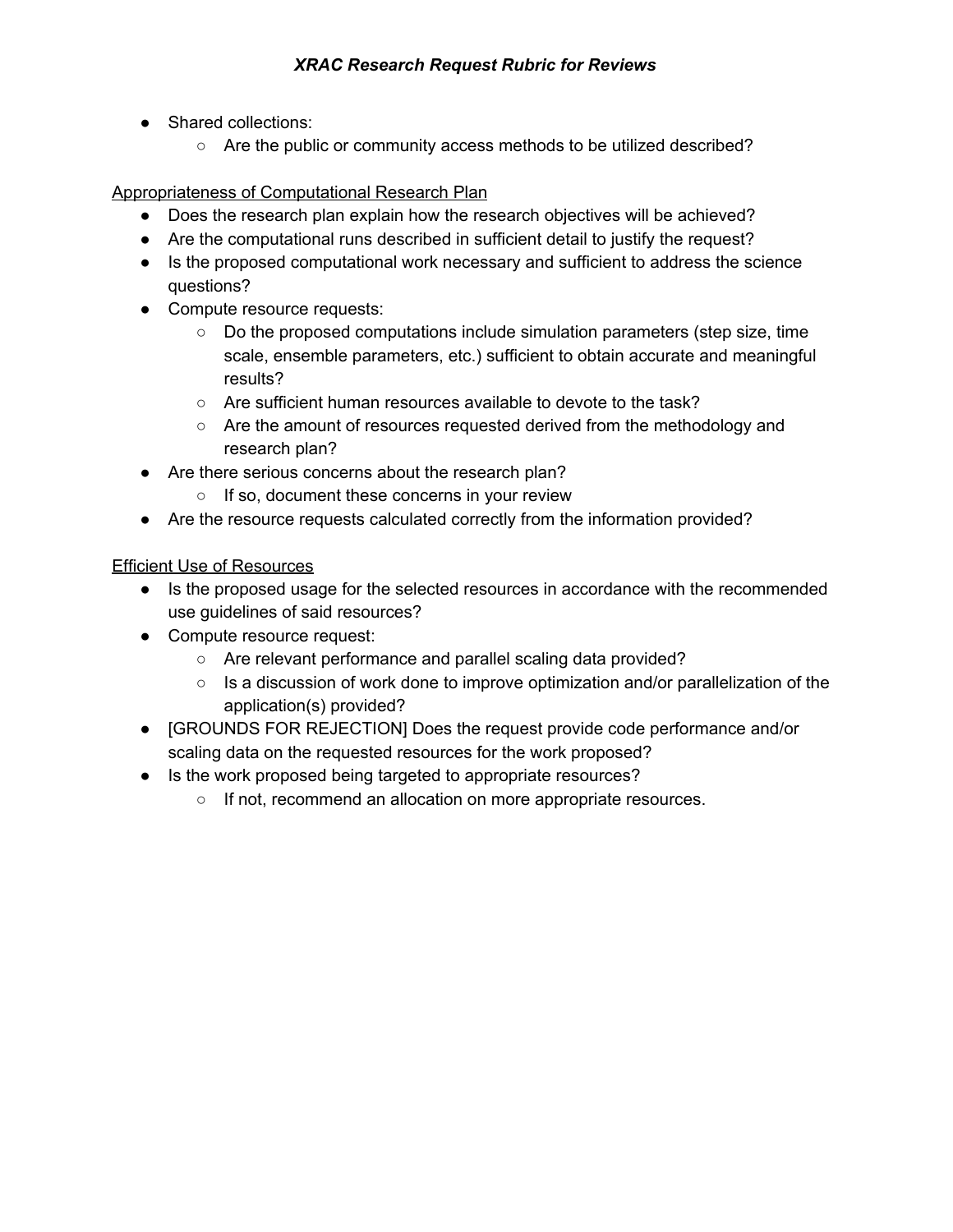- Shared collections:
  - Are the public or community access methods to be utilized described?

<u>Appropriateness of Computational Research Plan</u>

- Does the research plan explain how the research objectives will be achieved?
- Are the computational runs described in sufficient detail to justify the request?
- Is the proposed computational work necessary and sufficient to address the science questions?
- Compute resource requests:
  - Do the proposed computations include simulation parameters (step size, time scale, ensemble parameters, etc.) sufficient to obtain accurate and meaningful results?
  - Are sufficient human resources available to devote to the task?
  - Are the amount of resources requested derived from the methodology and research plan?
- Are there serious concerns about the research plan?
  - If so, document these concerns in your review
- Are the resource requests calculated correctly from the information provided?

<u>Efficient Use of Resources</u>

- Is the proposed usage for the selected resources in accordance with the recommended use guidelines of said resources?
- Compute resource request:
  - Are relevant performance and parallel scaling data provided?
  - Is a discussion of work done to improve optimization and/or parallelization of the application(s) provided?
- [GROUNDS FOR REJECTION] Does the request provide code performance and/or scaling data on the requested resources for the work proposed?
- Is the work proposed being targeted to appropriate resources?
  - If not, recommend an allocation on more appropriate resources.